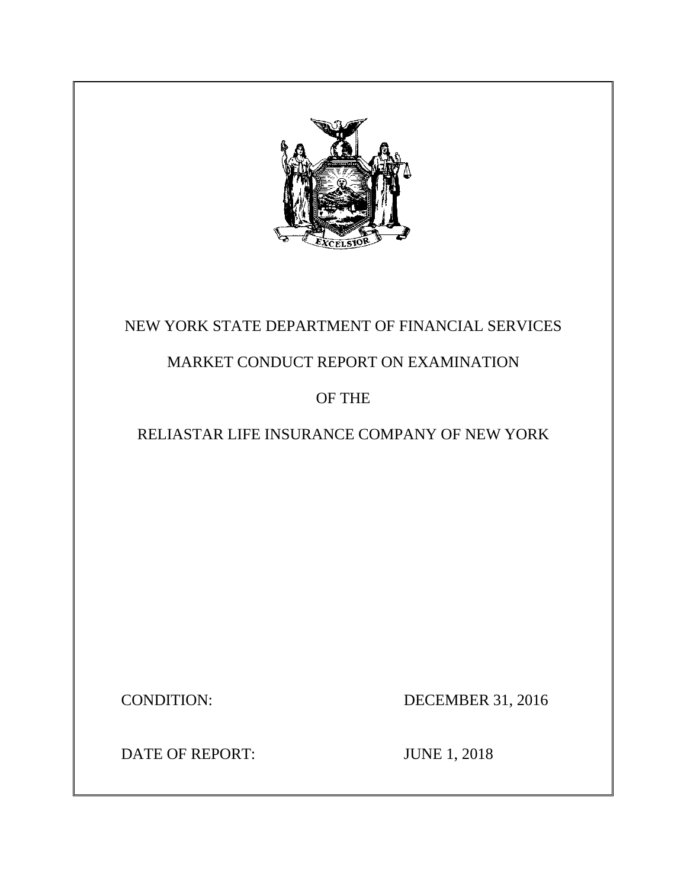NEW YORK STATE DEPARTMENT OF FINANCIAL SERVICES

MARKET CONDUCT REPORT ON EXAMINATION

OF THE

RELIASTAR LIFE INSURANCE COMPANY OF NEW YORK

CONDITION: DECEMBER 31, 2016

DATE OF REPORT: JUNE 1, 2018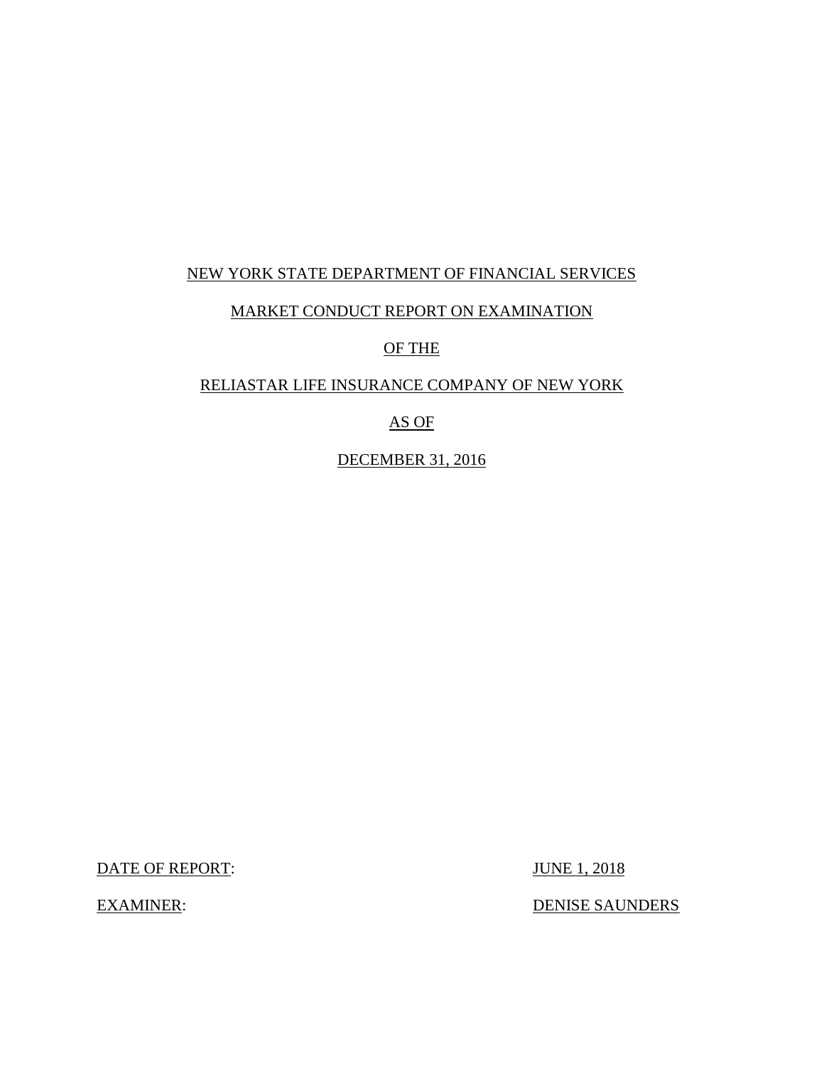NEW YORK STATE DEPARTMENT OF FINANCIAL SERVICES

MARKET CONDUCT REPORT ON EXAMINATION

OF THE

RELIASTAR LIFE INSURANCE COMPANY OF NEW YORK

AS OF

DECEMBER 31, 2016

DATE OF REPORT: JUNE 1, 2018

EXAMINER: DENISE SAUNDERS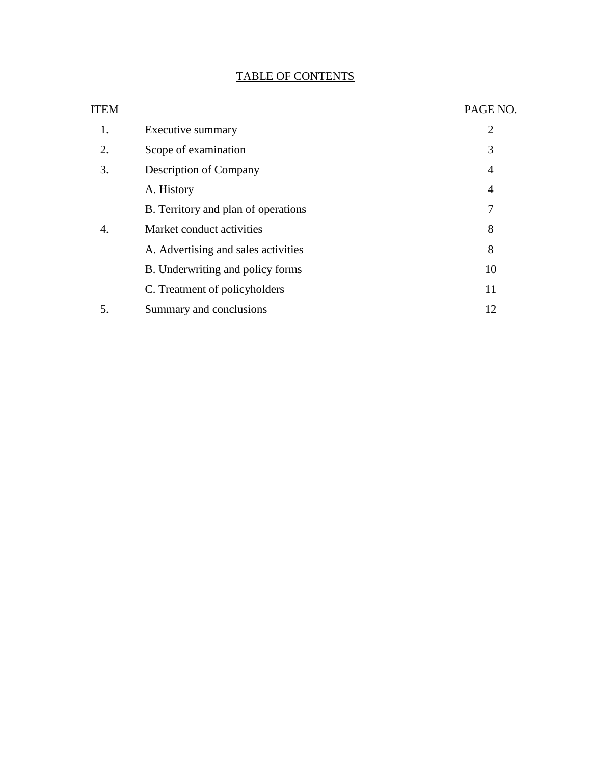# TABLE OF CONTENTS

| ITEM | | PAGE NO. |
|---|---|---|
| 1. | Executive summary | 2 |
| 2. | Scope of examination | 3 |
| 3. | Description of Company | 4 |
| | A. History | 4 |
| | B. Territory and plan of operations | 7 |
| 4. | Market conduct activities | 8 |
| | A. Advertising and sales activities | 8 |
| | B. Underwriting and policy forms | 10 |
| | C. Treatment of policyholders | 11 |
| 5. | Summary and conclusions | 12 |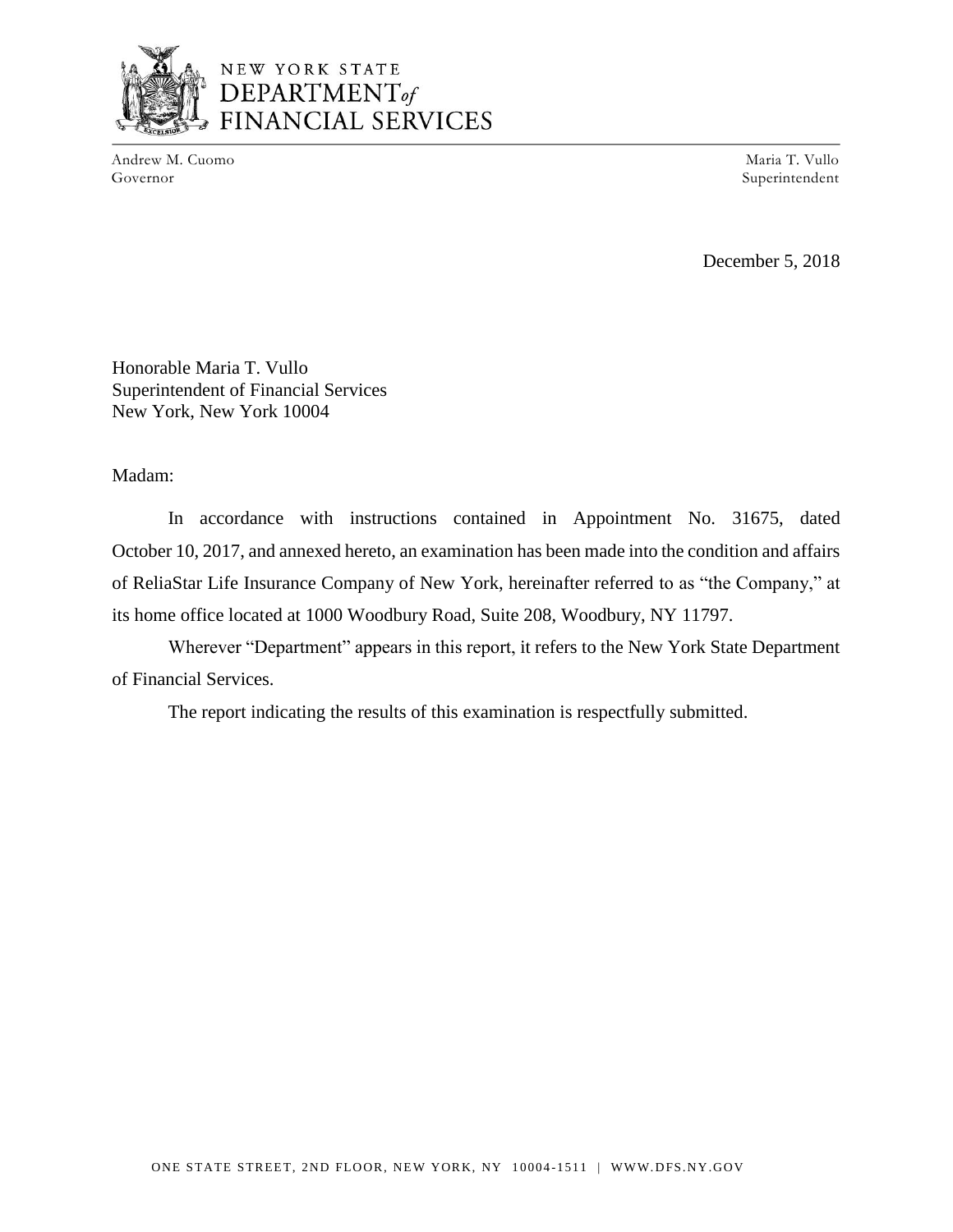NEW YORK STATE
DEPARTMENT *of*
FINANCIAL SERVICES

Andrew M. Cuomo
Governor

Maria T. Vullo
Superintendent

December 5, 2018

Honorable Maria T. Vullo
Superintendent of Financial Services
New York, New York 10004

Madam:

In accordance with instructions contained in Appointment No. 31675, dated October 10, 2017, and annexed hereto, an examination has been made into the condition and affairs of ReliaStar Life Insurance Company of New York, hereinafter referred to as "the Company," at its home office located at 1000 Woodbury Road, Suite 208, Woodbury, NY 11797.

Wherever "Department" appears in this report, it refers to the New York State Department of Financial Services.

The report indicating the results of this examination is respectfully submitted.

ONE STATE STREET, 2ND FLOOR, NEW YORK, NY 10004-1511 | WWW.DFS.NY.GOV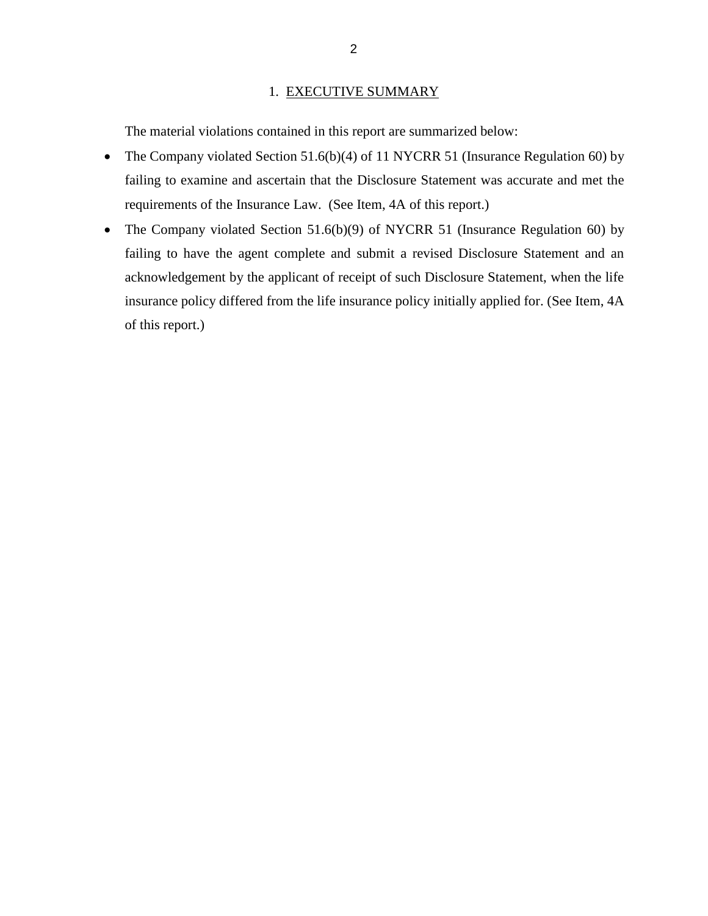## 1. EXECUTIVE SUMMARY

The material violations contained in this report are summarized below:

- The Company violated Section 51.6(b)(4) of 11 NYCRR 51 (Insurance Regulation 60) by failing to examine and ascertain that the Disclosure Statement was accurate and met the requirements of the Insurance Law. (See Item, 4A of this report.)
- The Company violated Section 51.6(b)(9) of NYCRR 51 (Insurance Regulation 60) by failing to have the agent complete and submit a revised Disclosure Statement and an acknowledgement by the applicant of receipt of such Disclosure Statement, when the life insurance policy differed from the life insurance policy initially applied for. (See Item, 4A of this report.)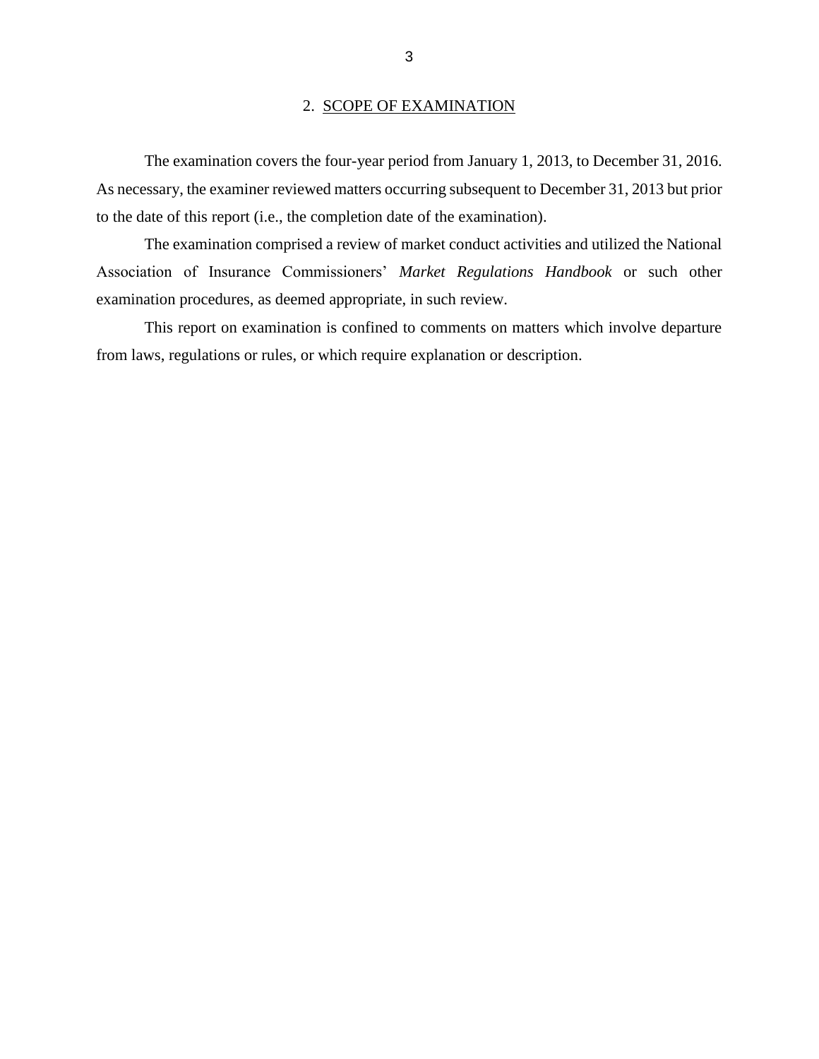## 2. SCOPE OF EXAMINATION

The examination covers the four-year period from January 1, 2013, to December 31, 2016. As necessary, the examiner reviewed matters occurring subsequent to December 31, 2013 but prior to the date of this report (i.e., the completion date of the examination).

The examination comprised a review of market conduct activities and utilized the National Association of Insurance Commissioners' *Market Regulations Handbook* or such other examination procedures, as deemed appropriate, in such review.

This report on examination is confined to comments on matters which involve departure from laws, regulations or rules, or which require explanation or description.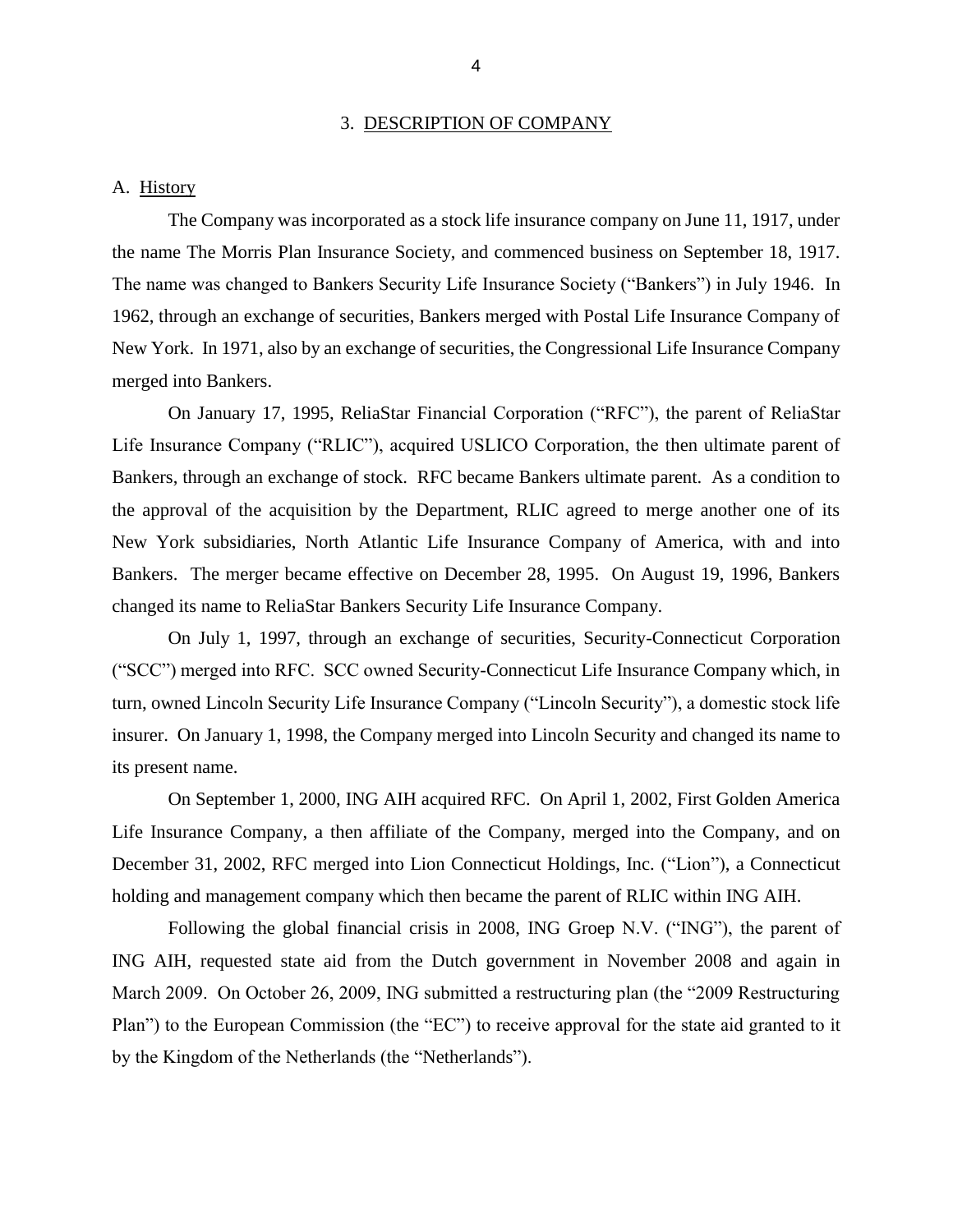## 3. DESCRIPTION OF COMPANY

### A. History

The Company was incorporated as a stock life insurance company on June 11, 1917, under the name The Morris Plan Insurance Society, and commenced business on September 18, 1917. The name was changed to Bankers Security Life Insurance Society ("Bankers") in July 1946. In 1962, through an exchange of securities, Bankers merged with Postal Life Insurance Company of New York. In 1971, also by an exchange of securities, the Congressional Life Insurance Company merged into Bankers.

On January 17, 1995, ReliaStar Financial Corporation ("RFC"), the parent of ReliaStar Life Insurance Company ("RLIC"), acquired USLICO Corporation, the then ultimate parent of Bankers, through an exchange of stock. RFC became Bankers ultimate parent. As a condition to the approval of the acquisition by the Department, RLIC agreed to merge another one of its New York subsidiaries, North Atlantic Life Insurance Company of America, with and into Bankers. The merger became effective on December 28, 1995. On August 19, 1996, Bankers changed its name to ReliaStar Bankers Security Life Insurance Company.

On July 1, 1997, through an exchange of securities, Security-Connecticut Corporation ("SCC") merged into RFC. SCC owned Security-Connecticut Life Insurance Company which, in turn, owned Lincoln Security Life Insurance Company ("Lincoln Security"), a domestic stock life insurer. On January 1, 1998, the Company merged into Lincoln Security and changed its name to its present name.

On September 1, 2000, ING AIH acquired RFC. On April 1, 2002, First Golden America Life Insurance Company, a then affiliate of the Company, merged into the Company, and on December 31, 2002, RFC merged into Lion Connecticut Holdings, Inc. ("Lion"), a Connecticut holding and management company which then became the parent of RLIC within ING AIH.

Following the global financial crisis in 2008, ING Groep N.V. ("ING"), the parent of ING AIH, requested state aid from the Dutch government in November 2008 and again in March 2009. On October 26, 2009, ING submitted a restructuring plan (the "2009 Restructuring Plan") to the European Commission (the "EC") to receive approval for the state aid granted to it by the Kingdom of the Netherlands (the "Netherlands").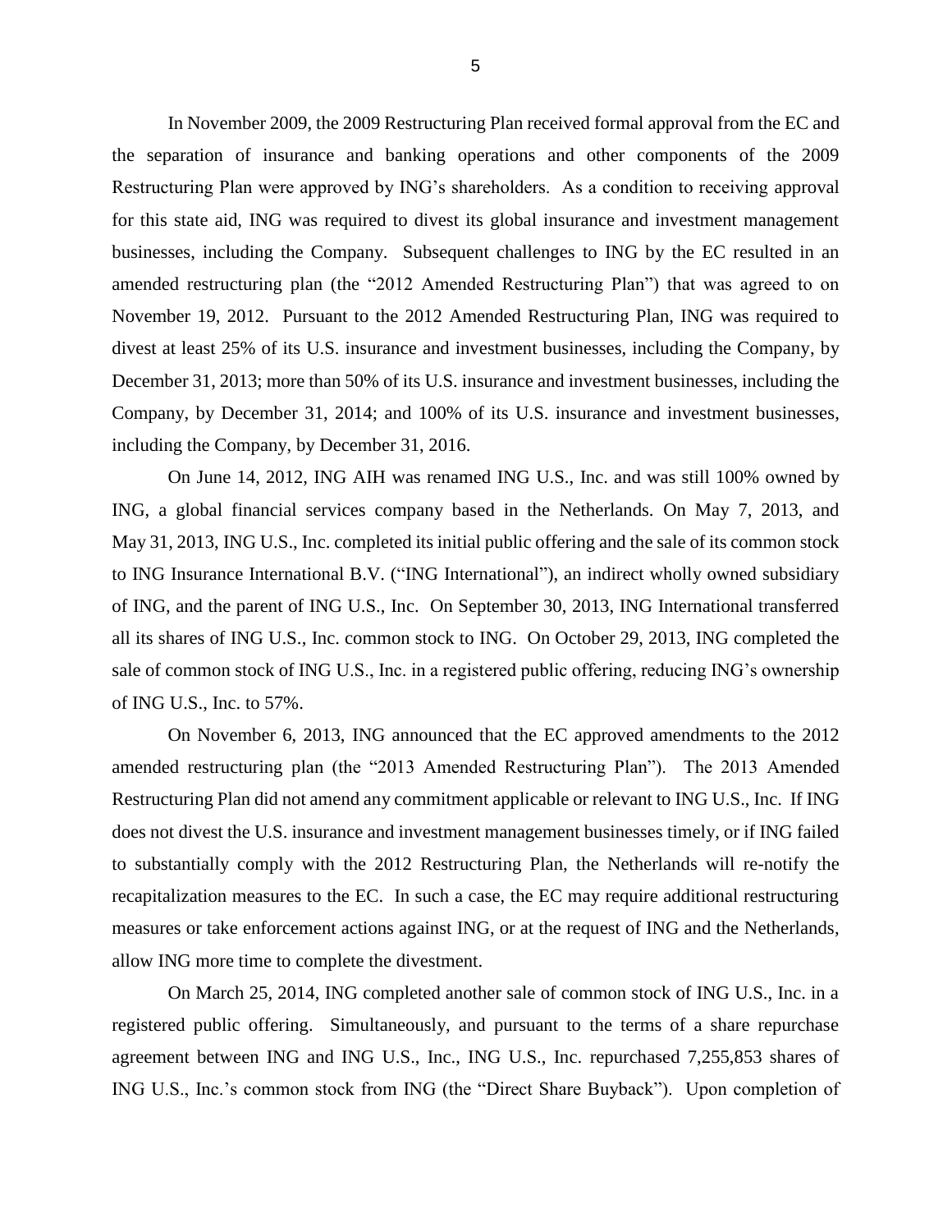In November 2009, the 2009 Restructuring Plan received formal approval from the EC and the separation of insurance and banking operations and other components of the 2009 Restructuring Plan were approved by ING's shareholders. As a condition to receiving approval for this state aid, ING was required to divest its global insurance and investment management businesses, including the Company. Subsequent challenges to ING by the EC resulted in an amended restructuring plan (the "2012 Amended Restructuring Plan") that was agreed to on November 19, 2012. Pursuant to the 2012 Amended Restructuring Plan, ING was required to divest at least 25% of its U.S. insurance and investment businesses, including the Company, by December 31, 2013; more than 50% of its U.S. insurance and investment businesses, including the Company, by December 31, 2014; and 100% of its U.S. insurance and investment businesses, including the Company, by December 31, 2016.

On June 14, 2012, ING AIH was renamed ING U.S., Inc. and was still 100% owned by ING, a global financial services company based in the Netherlands. On May 7, 2013, and May 31, 2013, ING U.S., Inc. completed its initial public offering and the sale of its common stock to ING Insurance International B.V. ("ING International"), an indirect wholly owned subsidiary of ING, and the parent of ING U.S., Inc. On September 30, 2013, ING International transferred all its shares of ING U.S., Inc. common stock to ING. On October 29, 2013, ING completed the sale of common stock of ING U.S., Inc. in a registered public offering, reducing ING's ownership of ING U.S., Inc. to 57%.

On November 6, 2013, ING announced that the EC approved amendments to the 2012 amended restructuring plan (the "2013 Amended Restructuring Plan"). The 2013 Amended Restructuring Plan did not amend any commitment applicable or relevant to ING U.S., Inc. If ING does not divest the U.S. insurance and investment management businesses timely, or if ING failed to substantially comply with the 2012 Restructuring Plan, the Netherlands will re-notify the recapitalization measures to the EC. In such a case, the EC may require additional restructuring measures or take enforcement actions against ING, or at the request of ING and the Netherlands, allow ING more time to complete the divestment.

On March 25, 2014, ING completed another sale of common stock of ING U.S., Inc. in a registered public offering. Simultaneously, and pursuant to the terms of a share repurchase agreement between ING and ING U.S., Inc., ING U.S., Inc. repurchased 7,255,853 shares of ING U.S., Inc.'s common stock from ING (the "Direct Share Buyback"). Upon completion of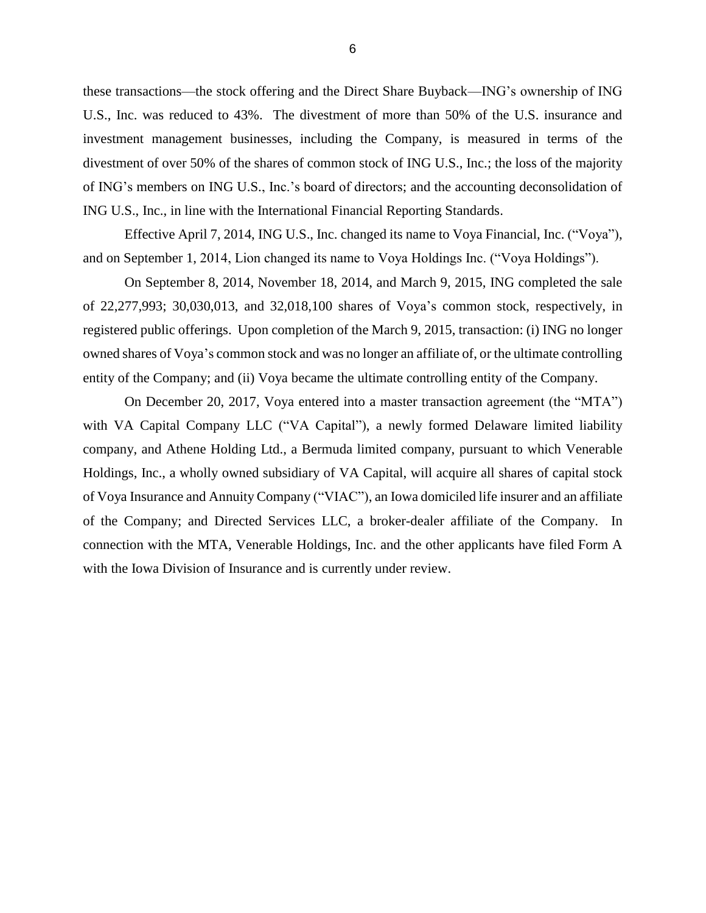these transactions—the stock offering and the Direct Share Buyback—ING's ownership of ING U.S., Inc. was reduced to 43%. The divestment of more than 50% of the U.S. insurance and investment management businesses, including the Company, is measured in terms of the divestment of over 50% of the shares of common stock of ING U.S., Inc.; the loss of the majority of ING's members on ING U.S., Inc.'s board of directors; and the accounting deconsolidation of ING U.S., Inc., in line with the International Financial Reporting Standards.

Effective April 7, 2014, ING U.S., Inc. changed its name to Voya Financial, Inc. ("Voya"), and on September 1, 2014, Lion changed its name to Voya Holdings Inc. ("Voya Holdings").

On September 8, 2014, November 18, 2014, and March 9, 2015, ING completed the sale of 22,277,993; 30,030,013, and 32,018,100 shares of Voya's common stock, respectively, in registered public offerings. Upon completion of the March 9, 2015, transaction: (i) ING no longer owned shares of Voya's common stock and was no longer an affiliate of, or the ultimate controlling entity of the Company; and (ii) Voya became the ultimate controlling entity of the Company.

On December 20, 2017, Voya entered into a master transaction agreement (the "MTA") with VA Capital Company LLC ("VA Capital"), a newly formed Delaware limited liability company, and Athene Holding Ltd., a Bermuda limited company, pursuant to which Venerable Holdings, Inc., a wholly owned subsidiary of VA Capital, will acquire all shares of capital stock of Voya Insurance and Annuity Company ("VIAC"), an Iowa domiciled life insurer and an affiliate of the Company; and Directed Services LLC, a broker-dealer affiliate of the Company. In connection with the MTA, Venerable Holdings, Inc. and the other applicants have filed Form A with the Iowa Division of Insurance and is currently under review.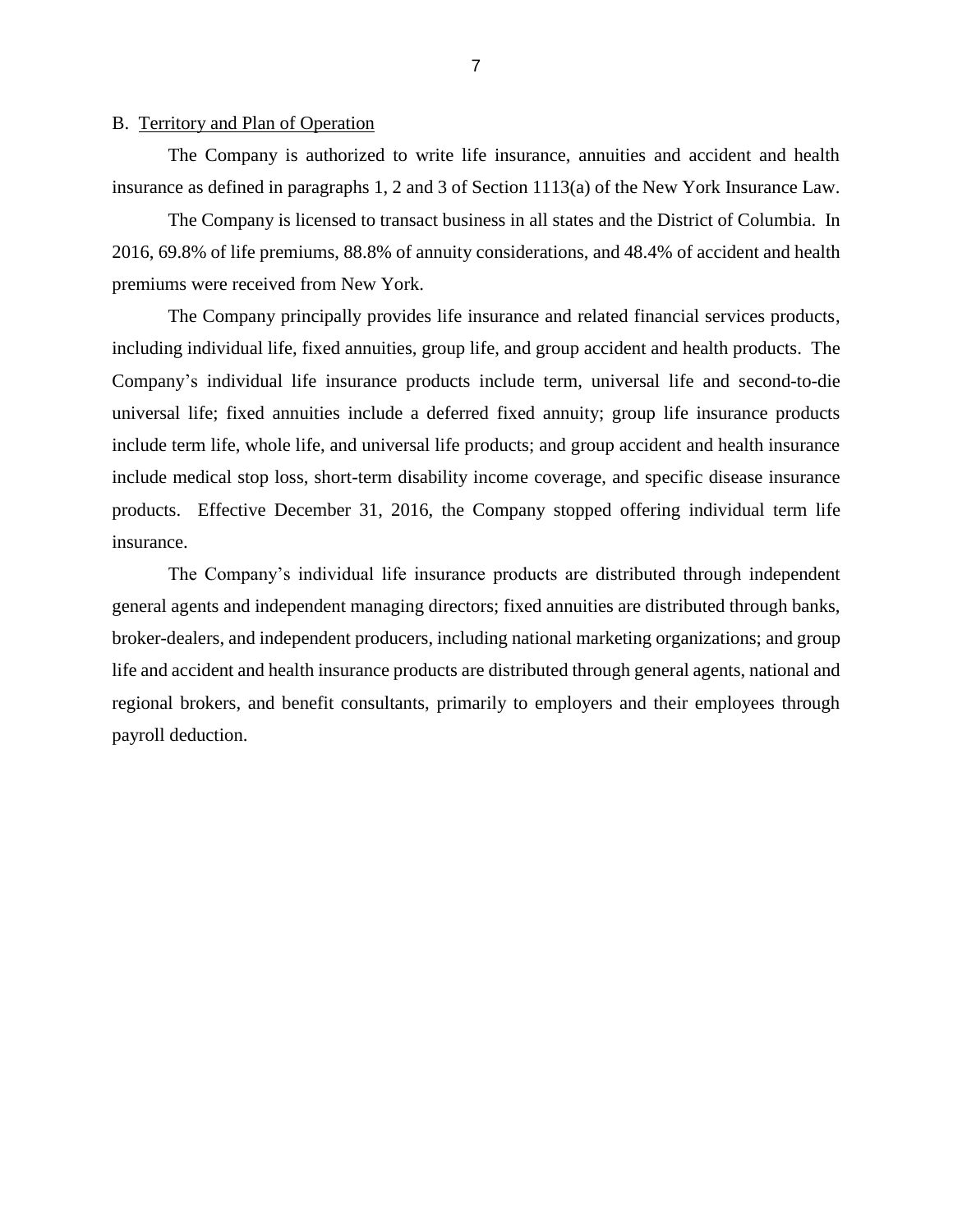## B. Territory and Plan of Operation

The Company is authorized to write life insurance, annuities and accident and health insurance as defined in paragraphs 1, 2 and 3 of Section 1113(a) of the New York Insurance Law.

The Company is licensed to transact business in all states and the District of Columbia. In 2016, 69.8% of life premiums, 88.8% of annuity considerations, and 48.4% of accident and health premiums were received from New York.

The Company principally provides life insurance and related financial services products, including individual life, fixed annuities, group life, and group accident and health products. The Company's individual life insurance products include term, universal life and second-to-die universal life; fixed annuities include a deferred fixed annuity; group life insurance products include term life, whole life, and universal life products; and group accident and health insurance include medical stop loss, short-term disability income coverage, and specific disease insurance products. Effective December 31, 2016, the Company stopped offering individual term life insurance.

The Company's individual life insurance products are distributed through independent general agents and independent managing directors; fixed annuities are distributed through banks, broker-dealers, and independent producers, including national marketing organizations; and group life and accident and health insurance products are distributed through general agents, national and regional brokers, and benefit consultants, primarily to employers and their employees through payroll deduction.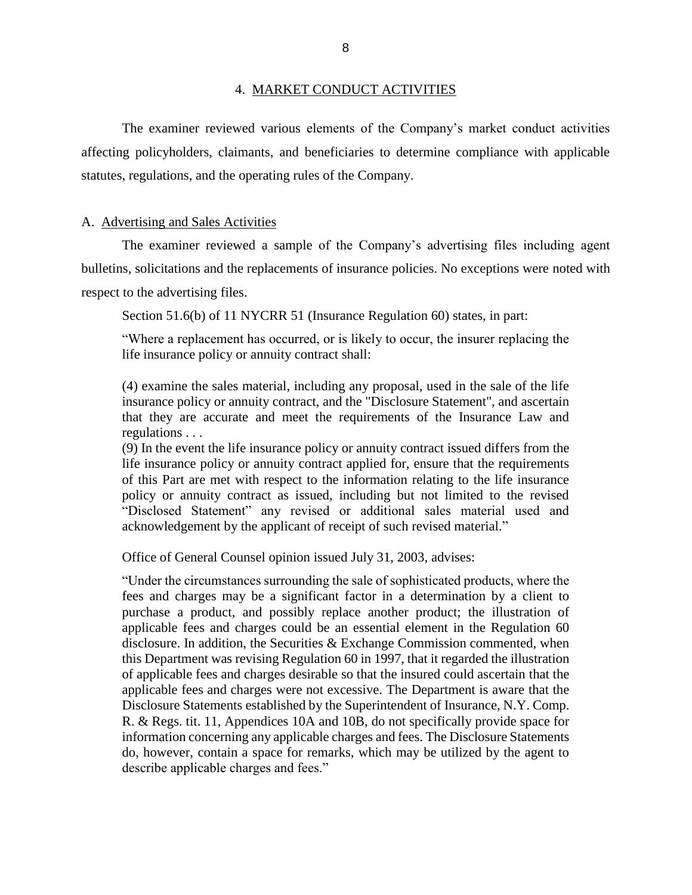## 4. MARKET CONDUCT ACTIVITIES

The examiner reviewed various elements of the Company's market conduct activities affecting policyholders, claimants, and beneficiaries to determine compliance with applicable statutes, regulations, and the operating rules of the Company.

### A. Advertising and Sales Activities

The examiner reviewed a sample of the Company's advertising files including agent bulletins, solicitations and the replacements of insurance policies. No exceptions were noted with respect to the advertising files.

Section 51.6(b) of 11 NYCRR 51 (Insurance Regulation 60) states, in part:

> "Where a replacement has occurred, or is likely to occur, the insurer replacing the life insurance policy or annuity contract shall:
>
> (4) examine the sales material, including any proposal, used in the sale of the life insurance policy or annuity contract, and the "Disclosure Statement", and ascertain that they are accurate and meet the requirements of the Insurance Law and regulations . . .
> (9) In the event the life insurance policy or annuity contract issued differs from the life insurance policy or annuity contract applied for, ensure that the requirements of this Part are met with respect to the information relating to the life insurance policy or annuity contract as issued, including but not limited to the revised "Disclosed Statement" any revised or additional sales material used and acknowledgement by the applicant of receipt of such revised material."

Office of General Counsel opinion issued July 31, 2003, advises:

> "Under the circumstances surrounding the sale of sophisticated products, where the fees and charges may be a significant factor in a determination by a client to purchase a product, and possibly replace another product; the illustration of applicable fees and charges could be an essential element in the Regulation 60 disclosure. In addition, the Securities & Exchange Commission commented, when this Department was revising Regulation 60 in 1997, that it regarded the illustration of applicable fees and charges desirable so that the insured could ascertain that the applicable fees and charges were not excessive. The Department is aware that the Disclosure Statements established by the Superintendent of Insurance, N.Y. Comp. R. & Regs. tit. 11, Appendices 10A and 10B, do not specifically provide space for information concerning any applicable charges and fees. The Disclosure Statements do, however, contain a space for remarks, which may be utilized by the agent to describe applicable charges and fees."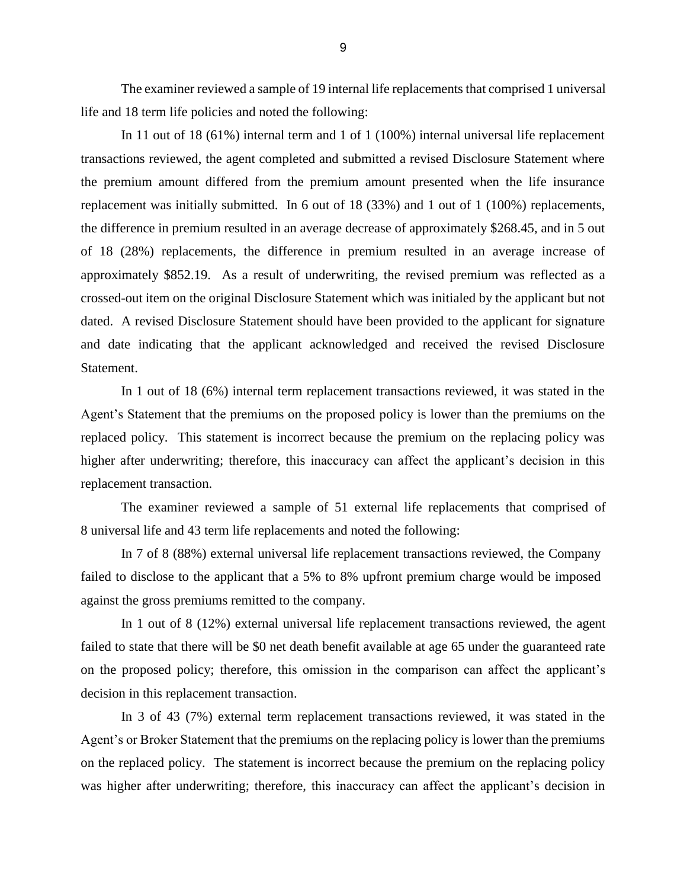The examiner reviewed a sample of 19 internal life replacements that comprised 1 universal life and 18 term life policies and noted the following:

In 11 out of 18 (61%) internal term and 1 of 1 (100%) internal universal life replacement transactions reviewed, the agent completed and submitted a revised Disclosure Statement where the premium amount differed from the premium amount presented when the life insurance replacement was initially submitted. In 6 out of 18 (33%) and 1 out of 1 (100%) replacements, the difference in premium resulted in an average decrease of approximately $268.45, and in 5 out of 18 (28%) replacements, the difference in premium resulted in an average increase of approximately $852.19. As a result of underwriting, the revised premium was reflected as a crossed-out item on the original Disclosure Statement which was initialed by the applicant but not dated. A revised Disclosure Statement should have been provided to the applicant for signature and date indicating that the applicant acknowledged and received the revised Disclosure Statement.

In 1 out of 18 (6%) internal term replacement transactions reviewed, it was stated in the Agent's Statement that the premiums on the proposed policy is lower than the premiums on the replaced policy. This statement is incorrect because the premium on the replacing policy was higher after underwriting; therefore, this inaccuracy can affect the applicant's decision in this replacement transaction.

The examiner reviewed a sample of 51 external life replacements that comprised of 8 universal life and 43 term life replacements and noted the following:

In 7 of 8 (88%) external universal life replacement transactions reviewed, the Company failed to disclose to the applicant that a 5% to 8% upfront premium charge would be imposed against the gross premiums remitted to the company.

In 1 out of 8 (12%) external universal life replacement transactions reviewed, the agent failed to state that there will be $0 net death benefit available at age 65 under the guaranteed rate on the proposed policy; therefore, this omission in the comparison can affect the applicant's decision in this replacement transaction.

In 3 of 43 (7%) external term replacement transactions reviewed, it was stated in the Agent's or Broker Statement that the premiums on the replacing policy is lower than the premiums on the replaced policy. The statement is incorrect because the premium on the replacing policy was higher after underwriting; therefore, this inaccuracy can affect the applicant's decision in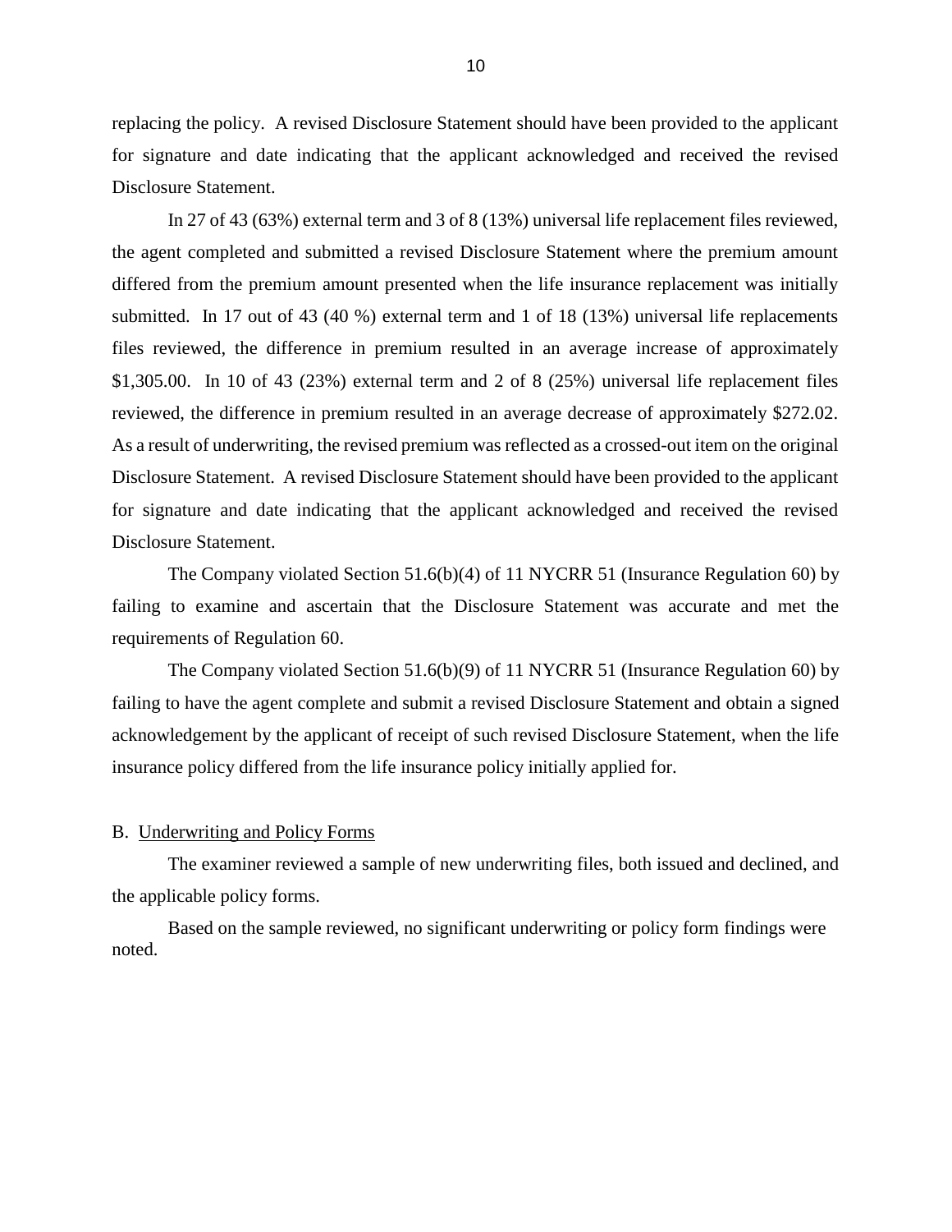replacing the policy. A revised Disclosure Statement should have been provided to the applicant for signature and date indicating that the applicant acknowledged and received the revised Disclosure Statement.

In 27 of 43 (63%) external term and 3 of 8 (13%) universal life replacement files reviewed, the agent completed and submitted a revised Disclosure Statement where the premium amount differed from the premium amount presented when the life insurance replacement was initially submitted. In 17 out of 43 (40 %) external term and 1 of 18 (13%) universal life replacements files reviewed, the difference in premium resulted in an average increase of approximately $1,305.00. In 10 of 43 (23%) external term and 2 of 8 (25%) universal life replacement files reviewed, the difference in premium resulted in an average decrease of approximately $272.02. As a result of underwriting, the revised premium was reflected as a crossed-out item on the original Disclosure Statement. A revised Disclosure Statement should have been provided to the applicant for signature and date indicating that the applicant acknowledged and received the revised Disclosure Statement.

The Company violated Section 51.6(b)(4) of 11 NYCRR 51 (Insurance Regulation 60) by failing to examine and ascertain that the Disclosure Statement was accurate and met the requirements of Regulation 60.

The Company violated Section 51.6(b)(9) of 11 NYCRR 51 (Insurance Regulation 60) by failing to have the agent complete and submit a revised Disclosure Statement and obtain a signed acknowledgement by the applicant of receipt of such revised Disclosure Statement, when the life insurance policy differed from the life insurance policy initially applied for.

## B. Underwriting and Policy Forms

The examiner reviewed a sample of new underwriting files, both issued and declined, and the applicable policy forms.

Based on the sample reviewed, no significant underwriting or policy form findings were noted.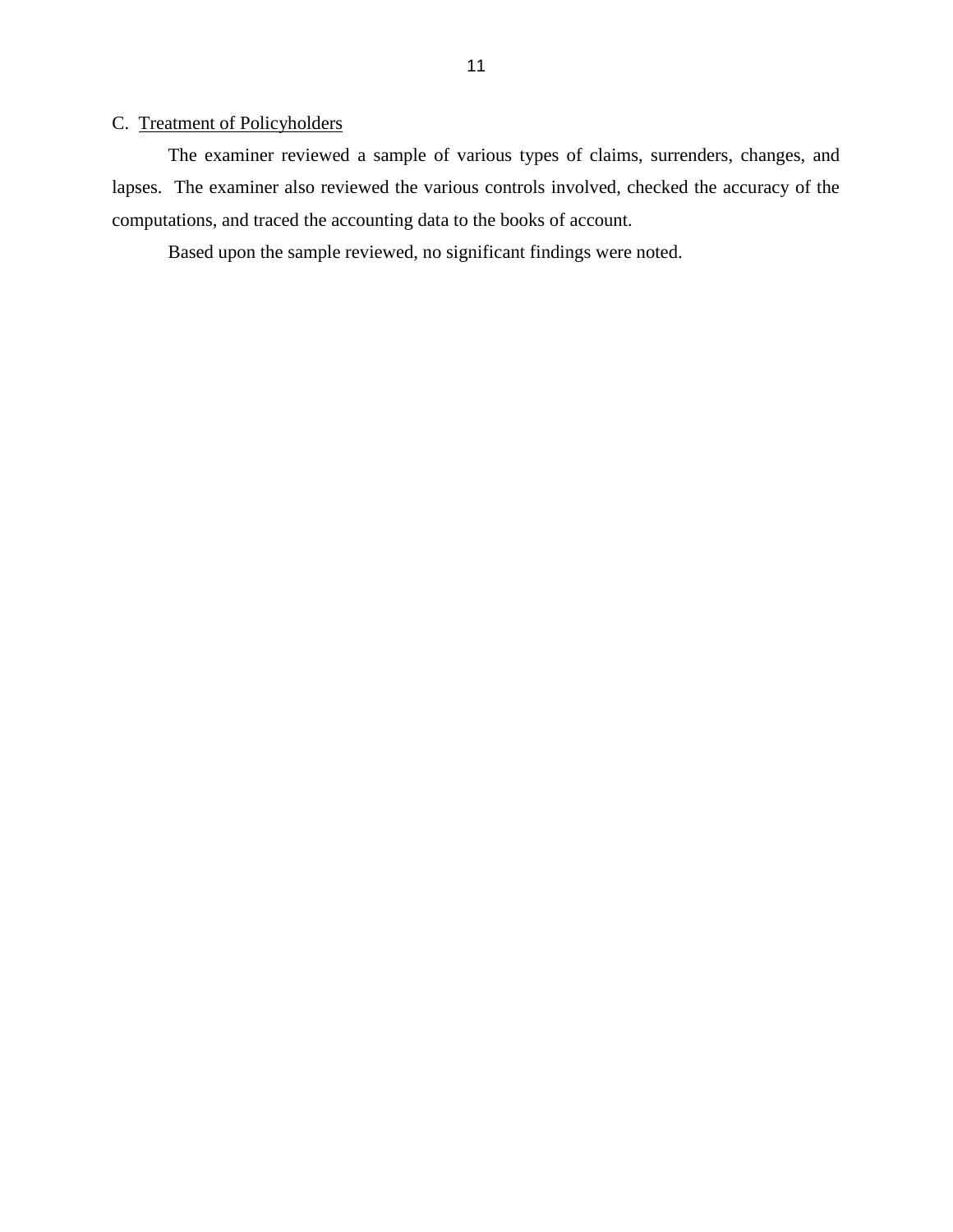## C. Treatment of Policyholders

The examiner reviewed a sample of various types of claims, surrenders, changes, and lapses. The examiner also reviewed the various controls involved, checked the accuracy of the computations, and traced the accounting data to the books of account.

Based upon the sample reviewed, no significant findings were noted.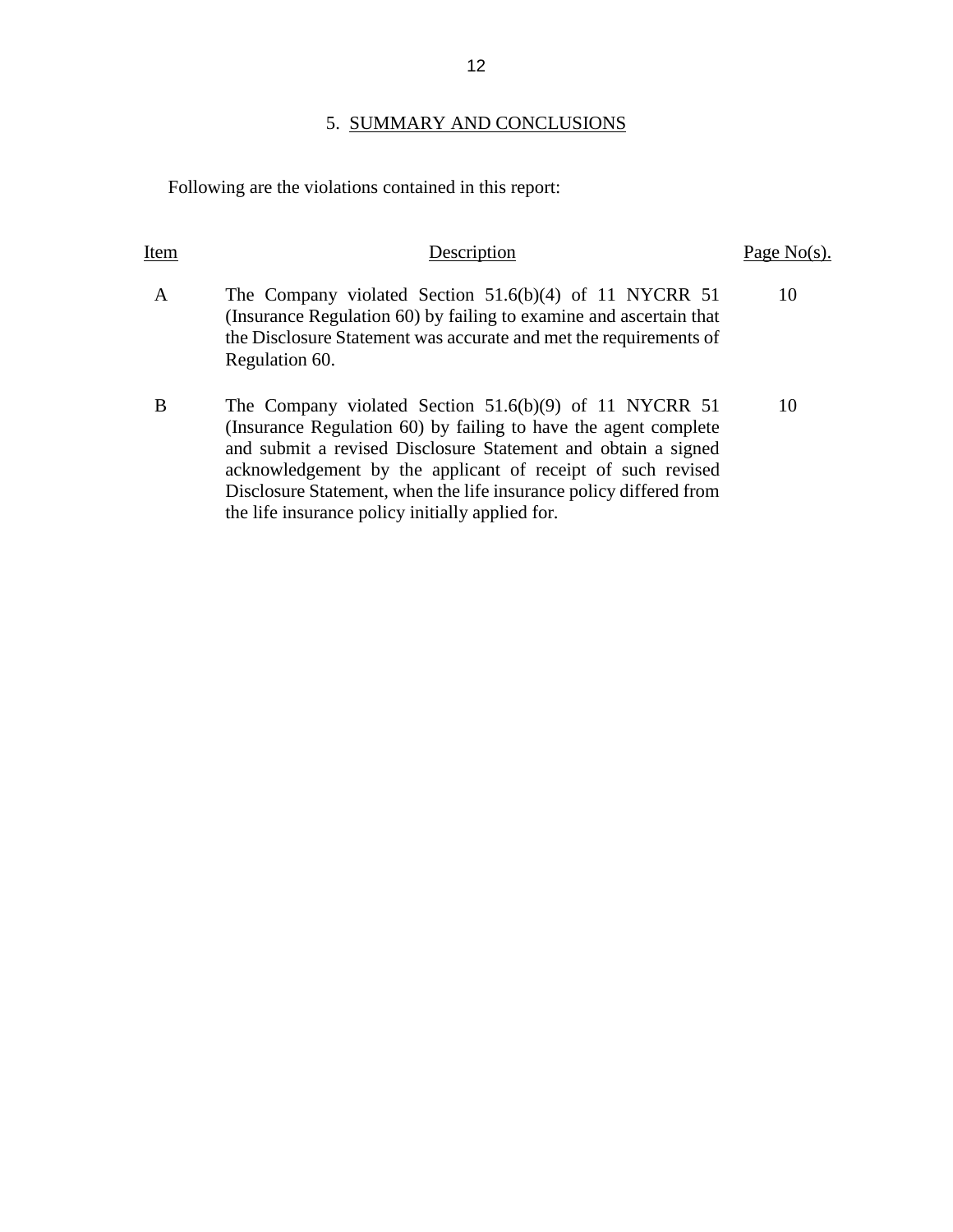## 5. SUMMARY AND CONCLUSIONS

Following are the violations contained in this report:

| Item | Description | Page No(s). |
|---|---|---|
| A | The Company violated Section 51.6(b)(4) of 11 NYCRR 51 (Insurance Regulation 60) by failing to examine and ascertain that the Disclosure Statement was accurate and met the requirements of Regulation 60. | 10 |
| B | The Company violated Section 51.6(b)(9) of 11 NYCRR 51 (Insurance Regulation 60) by failing to have the agent complete and submit a revised Disclosure Statement and obtain a signed acknowledgement by the applicant of receipt of such revised Disclosure Statement, when the life insurance policy differed from the life insurance policy initially applied for. | 10 |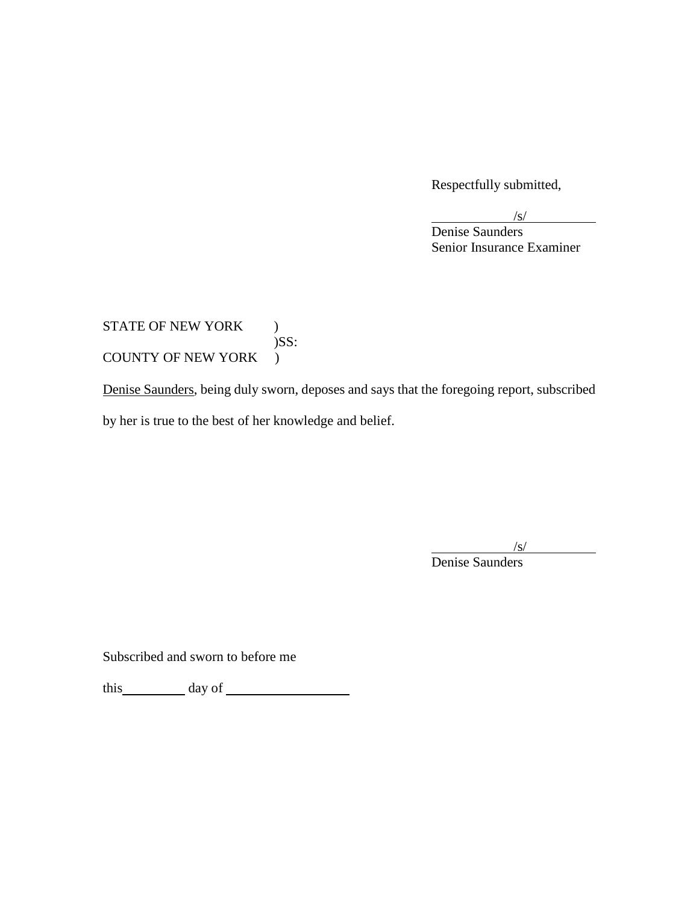Respectfully submitted,

/s/
Denise Saunders
Senior Insurance Examiner

STATE OF NEW YORK )
)SS:
COUNTY OF NEW YORK )

Denise Saunders, being duly sworn, deposes and says that the foregoing report, subscribed by her is true to the best of her knowledge and belief.

/s/
Denise Saunders

Subscribed and sworn to before me

this __________ day of ____________________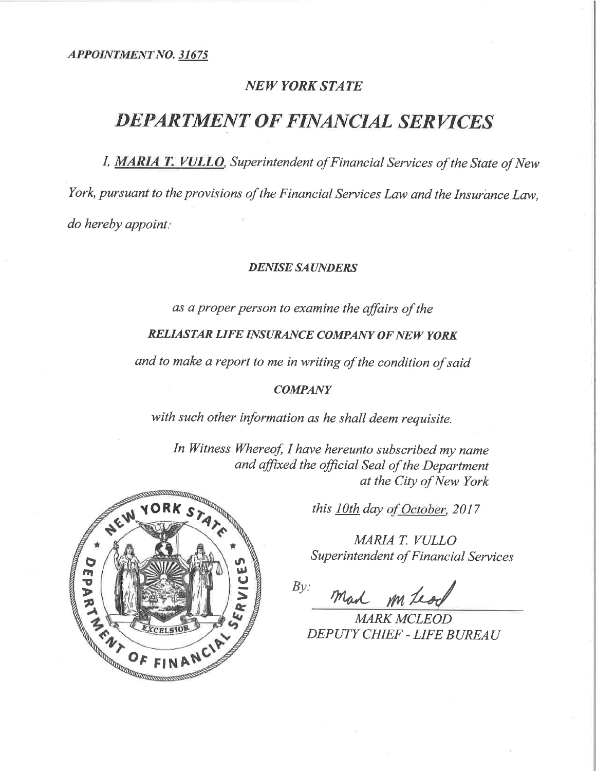*APPOINTMENT NO. 31675*

*NEW YORK STATE*

# *DEPARTMENT OF FINANCIAL SERVICES*

*I, **MARIA T. VULLO**, Superintendent of Financial Services of the State of New York, pursuant to the provisions of the Financial Services Law and the Insurance Law, do hereby appoint:*

***DENISE SAUNDERS***

*as a proper person to examine the affairs of the*

***RELIASTAR LIFE INSURANCE COMPANY OF NEW YORK***

*and to make a report to me in writing of the condition of said*

***COMPANY***

*with such other information as he shall deem requisite.*

*In Witness Whereof, I have hereunto subscribed my name and affixed the official Seal of the Department at the City of New York*

*this 10th day of October, 2017*

*MARIA T. VULLO*
*Superintendent of Financial Services*

*By:* Mark McLeod

*MARK MCLEOD*
*DEPUTY CHIEF - LIFE BUREAU*